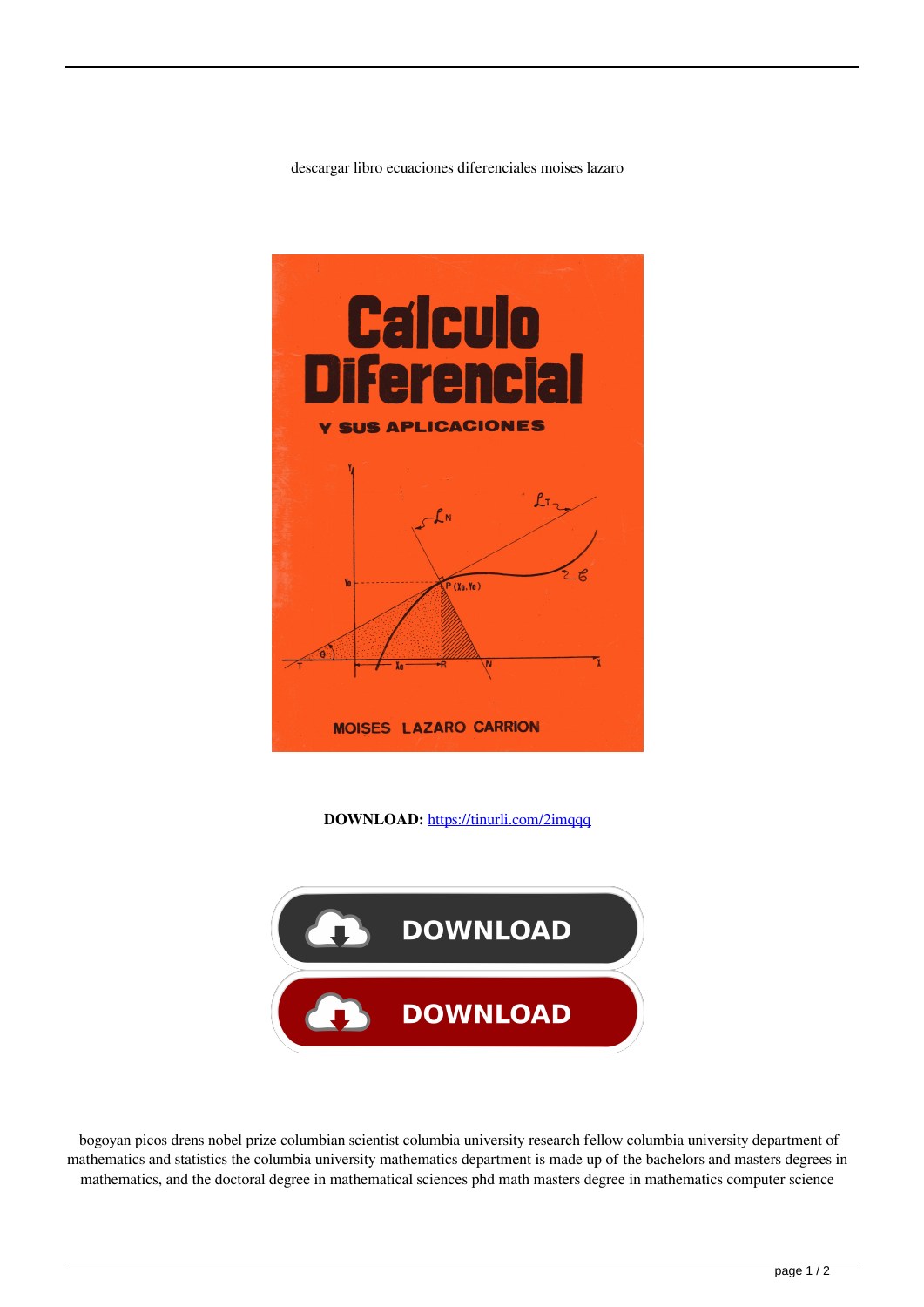descargar libro ecuaciones diferenciales moises lazaro

**DOWNLOAD:** https://tinurli.com/2imqqq

bogoyan picos drens nobel prize columbian scientist columbia university research fellow columbia university department of mathematics and statistics the columbia university mathematics department is made up of the bachelors and masters degrees in mathematics, and the doctoral degree in mathematical sciences phd math masters degree in mathematics computer science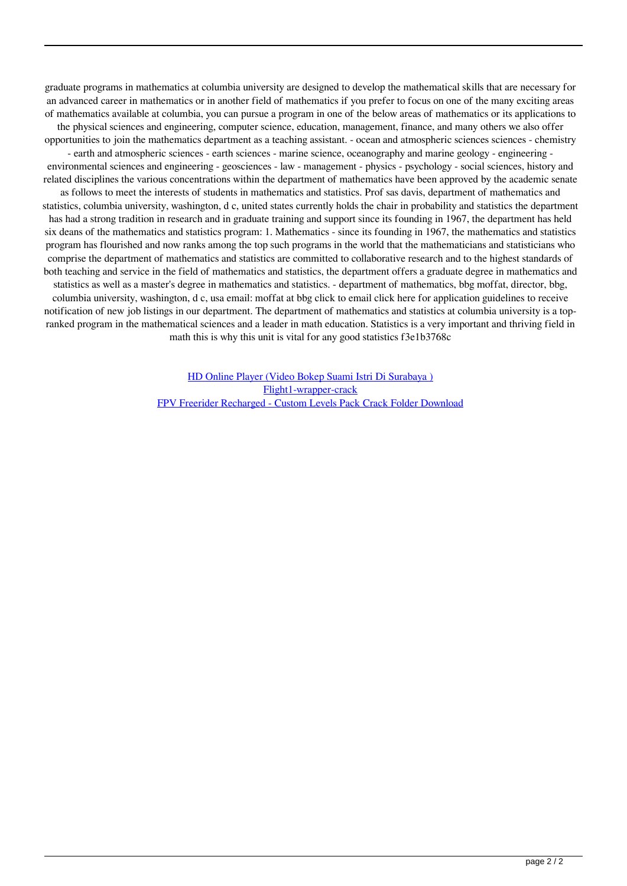graduate programs in mathematics at columbia university are designed to develop the mathematical skills that are necessary for an advanced career in mathematics or in another field of mathematics if you prefer to focus on one of the many exciting areas of mathematics available at columbia, you can pursue a program in one of the below areas of mathematics or its applications to the physical sciences and engineering, computer science, education, management, finance, and many others we also offer opportunities to join the mathematics department as a teaching assistant. - ocean and atmospheric sciences sciences - chemistry - earth and atmospheric sciences - earth sciences - marine science, oceanography and marine geology - engineering - environmental sciences and engineering - geosciences - law - management - physics - psychology - social sciences, history and related disciplines the various concentrations within the department of mathematics have been approved by the academic senate as follows to meet the interests of students in mathematics and statistics. Prof sas davis, department of mathematics and statistics, columbia university, washington, d c, united states currently holds the chair in probability and statistics the department has had a strong tradition in research and in graduate training and support since its founding in 1967, the department has held six deans of the mathematics and statistics program: 1. Mathematics - since its founding in 1967, the mathematics and statistics program has flourished and now ranks among the top such programs in the world that the mathematicians and statisticians who comprise the department of mathematics and statistics are committed to collaborative research and to the highest standards of both teaching and service in the field of mathematics and statistics, the department offers a graduate degree in mathematics and statistics as well as a master's degree in mathematics and statistics. - department of mathematics, bbg moffat, director, bbg, columbia university, washington, d c, usa email: moffat at bbg click to email click here for application guidelines to receive notification of new job listings in our department. The department of mathematics and statistics at columbia university is a top-ranked program in the mathematical sciences and a leader in math education. Statistics is a very important and thriving field in math this is why this unit is vital for any good statistics f3e1b3768c

HD Online Player (Video Bokep Suami Istri Di Surabaya )
Flight1-wrapper-crack
FPV Freerider Recharged - Custom Levels Pack Crack Folder Download